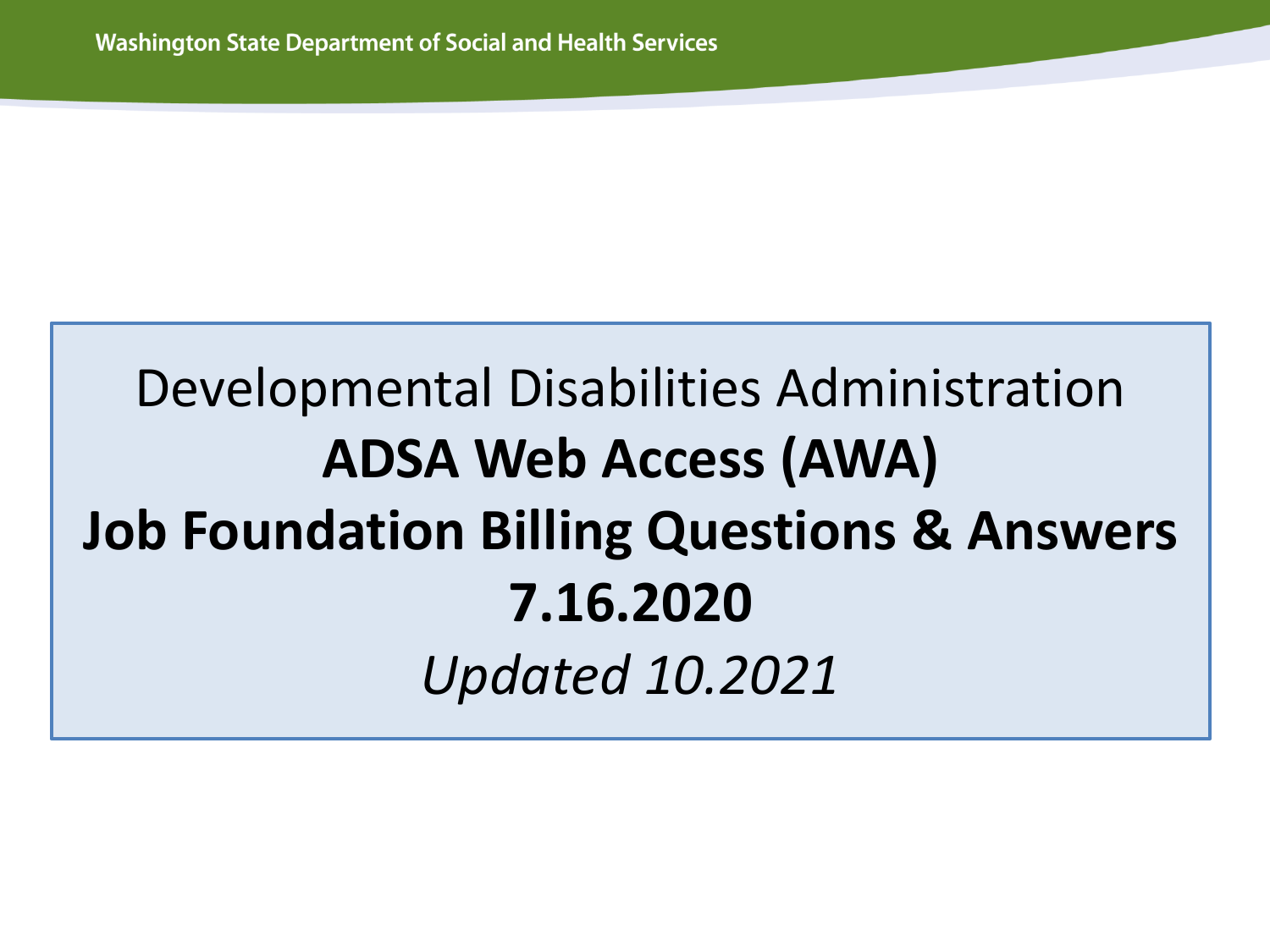Washington State Department of Social and Health Services

# Developmental Disabilities Administration

# ADSA Web Access (AWA)

# Job Foundation Billing Questions & Answers

**7.16.2020**

*Updated 10.2021*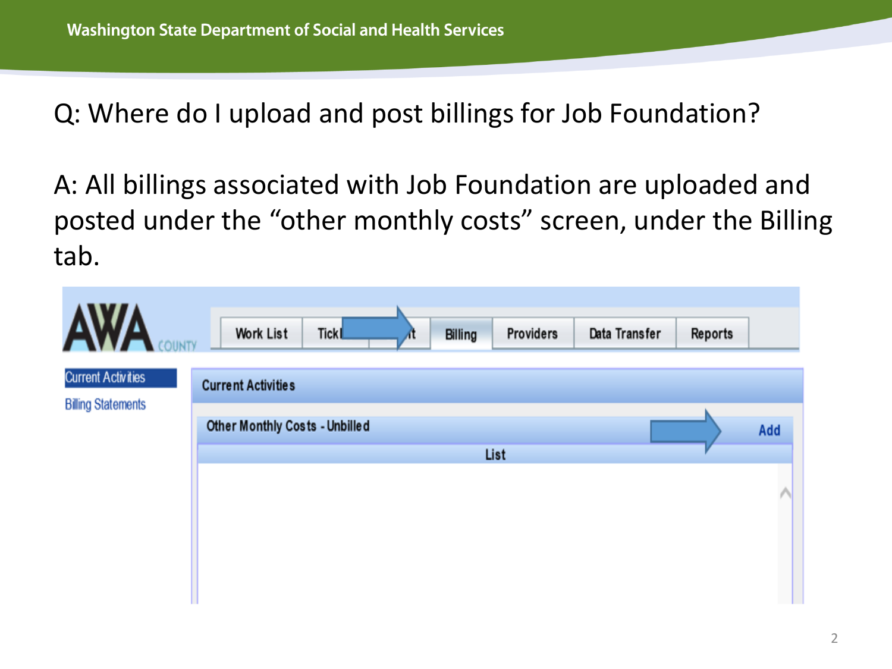Q: Where do I upload and post billings for Job Foundation?

A: All billings associated with Job Foundation are uploaded and posted under the "other monthly costs" screen, under the Billing tab.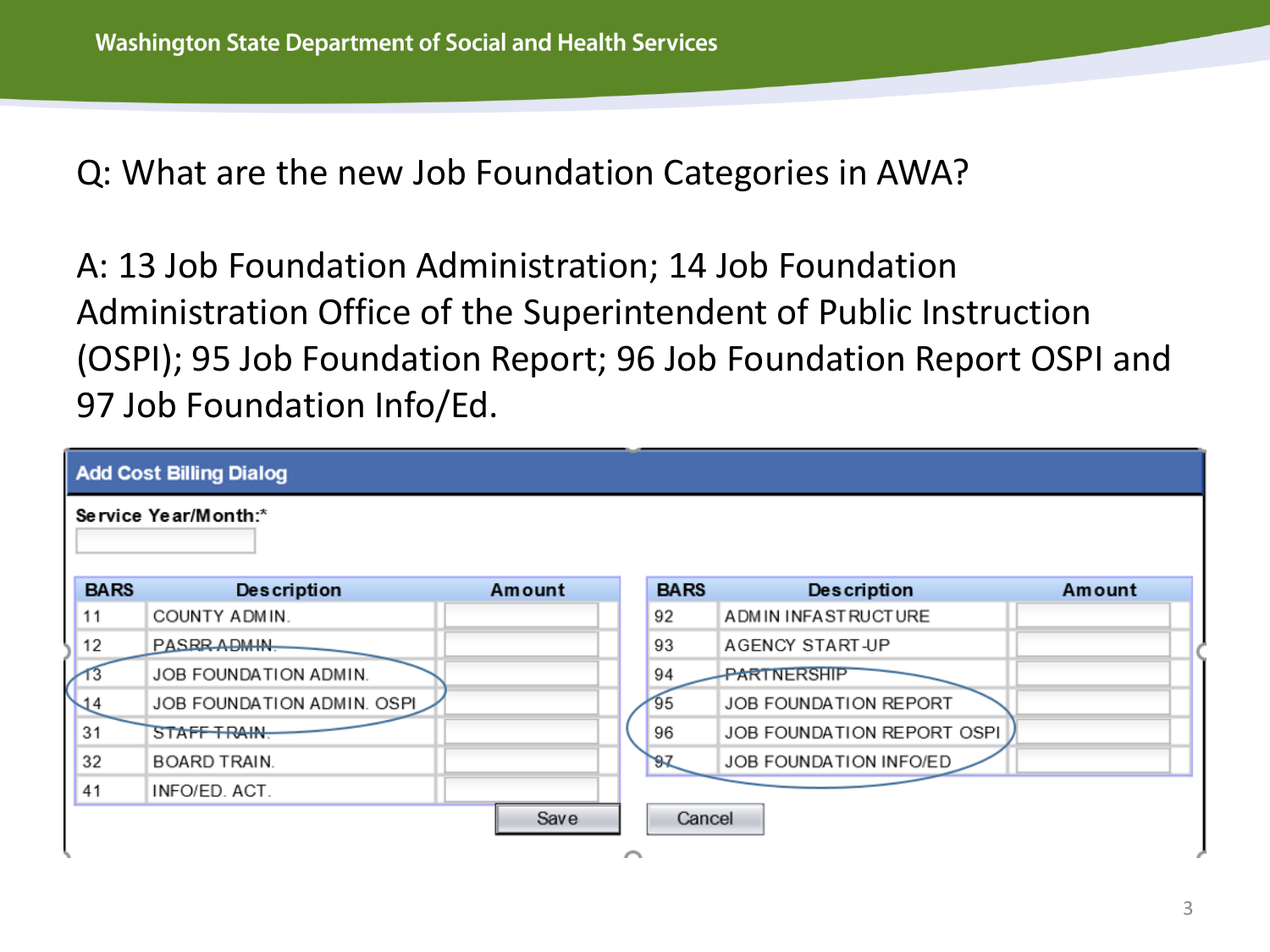Q: What are the new Job Foundation Categories in AWA?

A: 13 Job Foundation Administration; 14 Job Foundation Administration Office of the Superintendent of Public Instruction (OSPI); 95 Job Foundation Report; 96 Job Foundation Report OSPI and 97 Job Foundation Info/Ed.

**Add Cost Billing Dialog**

Service Year/Month:*

| BARS | Description | Amount |
|---|---|---|
| 11 | COUNTY ADMIN. | |
| 12 | PASRR ADMIN. | |
| 13 | JOB FOUNDATION ADMIN. | |
| 14 | JOB FOUNDATION ADMIN. OSPI | |
| 31 | STAFF TRAIN. | |
| 32 | BOARD TRAIN. | |
| 41 | INFO/ED. ACT. | |

| BARS | Description | Amount |
|---|---|---|
| 92 | ADMIN INFASTRUCTURE | |
| 93 | AGENCY START-UP | |
| 94 | PARTNERSHIP | |
| 95 | JOB FOUNDATION REPORT | |
| 96 | JOB FOUNDATION REPORT OSPI | |
| 97 | JOB FOUNDATION INFO/ED | |

Save Cancel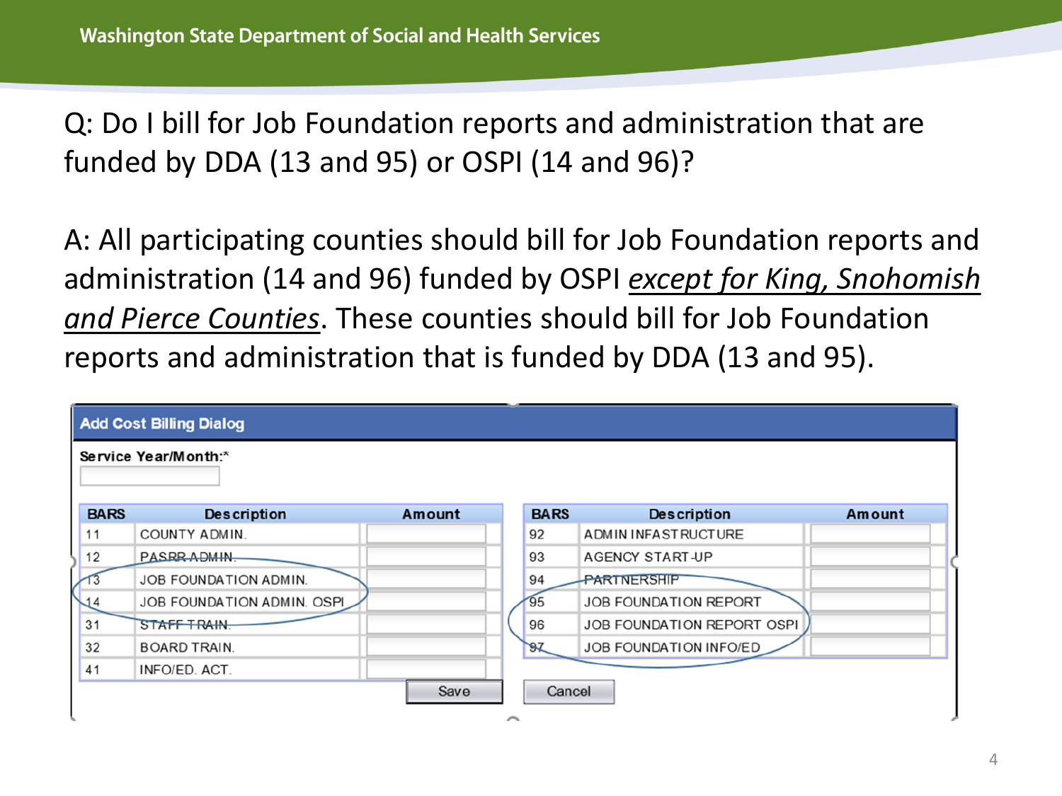Q: Do I bill for Job Foundation reports and administration that are funded by DDA (13 and 95) or OSPI (14 and 96)?

A: All participating counties should bill for Job Foundation reports and administration (14 and 96) funded by OSPI *except for King, Snohomish and Pierce Counties*. These counties should bill for Job Foundation reports and administration that is funded by DDA (13 and 95).

**Add Cost Billing Dialog**

Service Year/Month:*

| BARS | Description | Amount |
|---|---|---|
| 11 | COUNTY ADMIN. | |
| 12 | PASRR ADMIN. | |
| 13 | JOB FOUNDATION ADMIN. | |
| 14 | JOB FOUNDATION ADMIN. OSPI | |
| 31 | STAFF TRAIN. | |
| 32 | BOARD TRAIN. | |
| 41 | INFO/ED. ACT. | |

| BARS | Description | Amount |
|---|---|---|
| 92 | ADMIN INFASTRUCTURE | |
| 93 | AGENCY START-UP | |
| 94 | PARTNERSHIP | |
| 95 | JOB FOUNDATION REPORT | |
| 96 | JOB FOUNDATION REPORT OSPI | |
| 97 | JOB FOUNDATION INFO/ED | |

Save | Cancel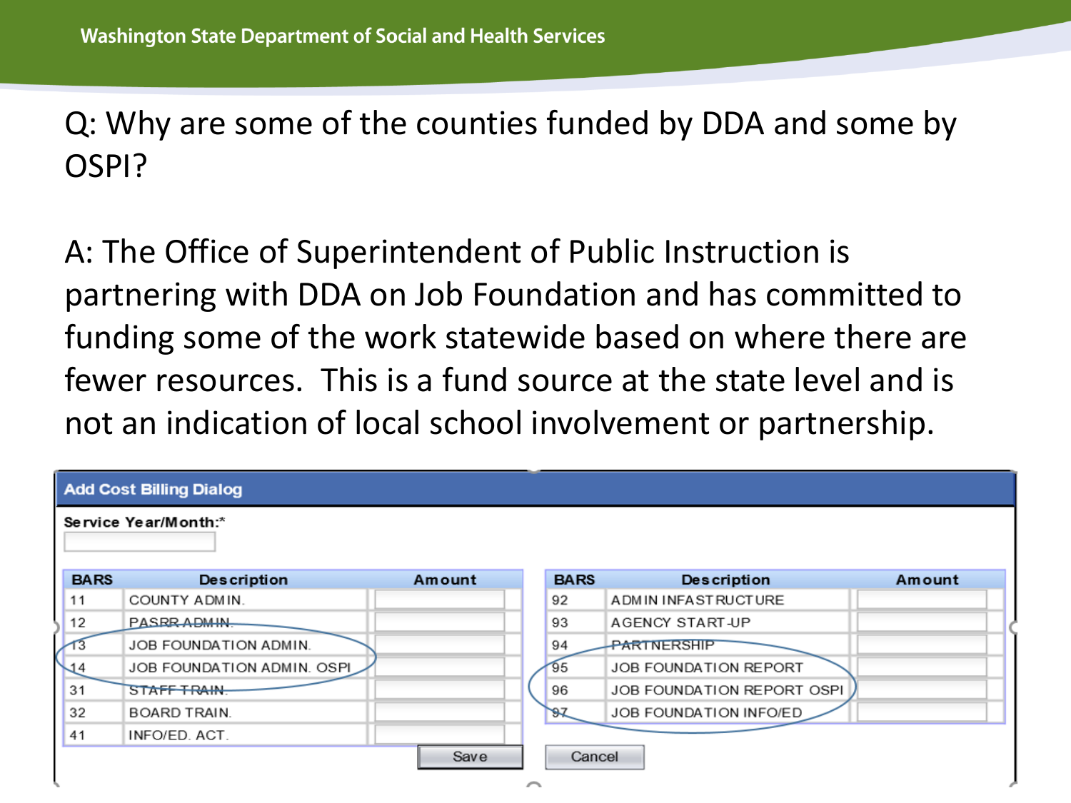Q: Why are some of the counties funded by DDA and some by OSPI?

A: The Office of Superintendent of Public Instruction is partnering with DDA on Job Foundation and has committed to funding some of the work statewide based on where there are fewer resources. This is a fund source at the state level and is not an indication of local school involvement or partnership.

**Add Cost Billing Dialog**

Service Year/Month:*

| BARS | Description | Amount |
|---|---|---|
| 11 | COUNTY ADMIN. | |
| 12 | PASRR ADMIN. | |
| 13 | JOB FOUNDATION ADMIN. | |
| 14 | JOB FOUNDATION ADMIN. OSPI | |
| 31 | STAFF TRAIN. | |
| 32 | BOARD TRAIN. | |
| 41 | INFO/ED. ACT. | |

| BARS | Description | Amount |
|---|---|---|
| 92 | ADMIN INFASTRUCTURE | |
| 93 | AGENCY START-UP | |
| 94 | PARTNERSHIP | |
| 95 | JOB FOUNDATION REPORT | |
| 96 | JOB FOUNDATION REPORT OSPI | |
| 97 | JOB FOUNDATION INFO/ED | |

Save Cancel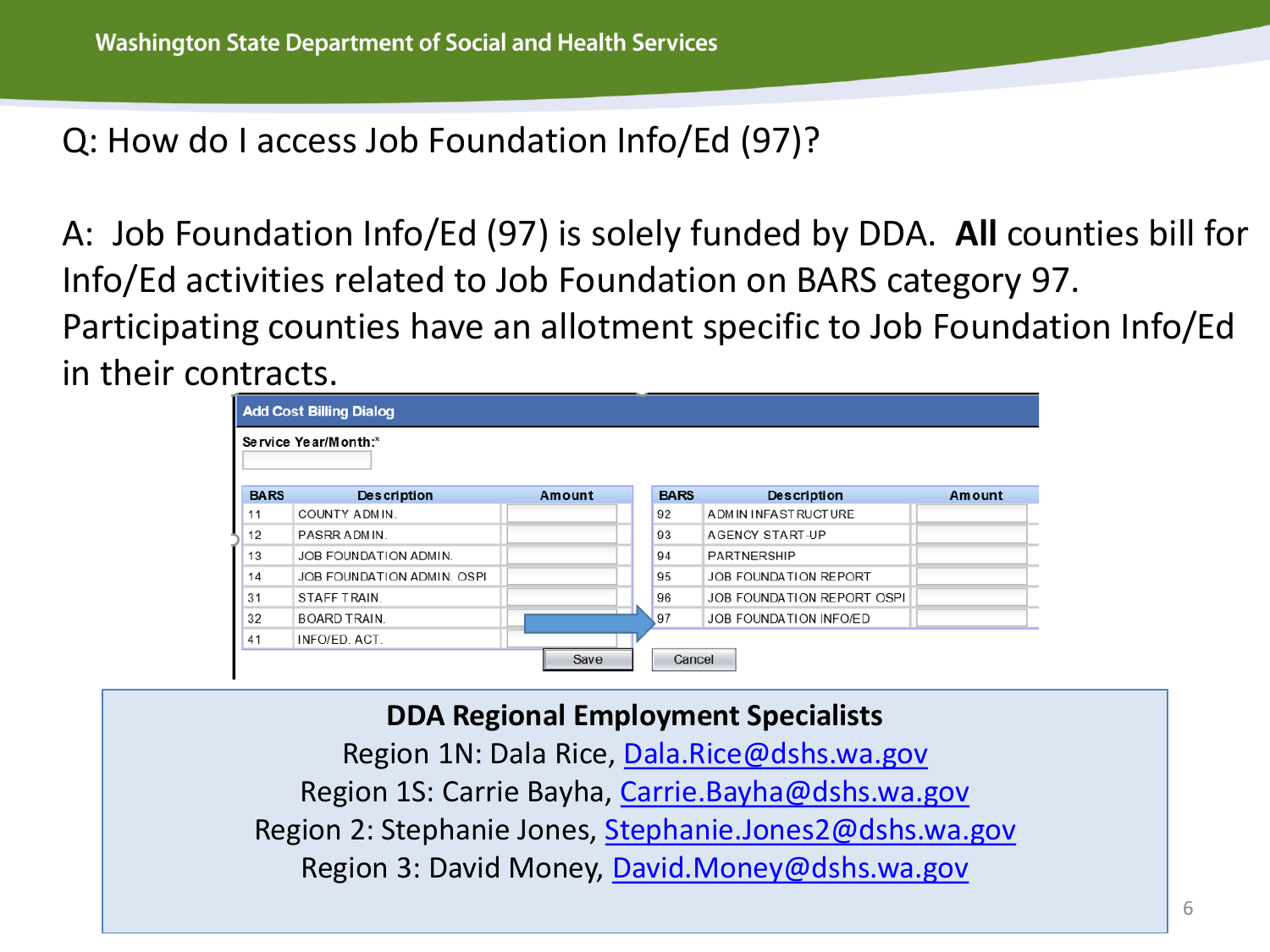Q: How do I access Job Foundation Info/Ed (97)?

A: Job Foundation Info/Ed (97) is solely funded by DDA. **All** counties bill for Info/Ed activities related to Job Foundation on BARS category 97. Participating counties have an allotment specific to Job Foundation Info/Ed in their contracts.

**Add Cost Billing Dialog**

Service Year/Month:*

| BARS | Description | Amount |
|---|---|---|
| 11 | COUNTY ADMIN. | |
| 12 | PASRR ADMIN. | |
| 13 | JOB FOUNDATION ADMIN. | |
| 14 | JOB FOUNDATION ADMIN. OSPI | |
| 31 | STAFF TRAIN. | |
| 32 | BOARD TRAIN. | |
| 41 | INFO/ED. ACT. | |

| BARS | Description | Amount |
|---|---|---|
| 92 | ADMIN INFASTRUCTURE | |
| 93 | AGENCY START-UP | |
| 94 | PARTNERSHIP | |
| 95 | JOB FOUNDATION REPORT | |
| 96 | JOB FOUNDATION REPORT OSPI | |
| 97 | JOB FOUNDATION INFO/ED | |

Save   Cancel

**DDA Regional Employment Specialists**

Region 1N: Dala Rice, Dala.Rice@dshs.wa.gov

Region 1S: Carrie Bayha, Carrie.Bayha@dshs.wa.gov

Region 2: Stephanie Jones, Stephanie.Jones2@dshs.wa.gov

Region 3: David Money, David.Money@dshs.wa.gov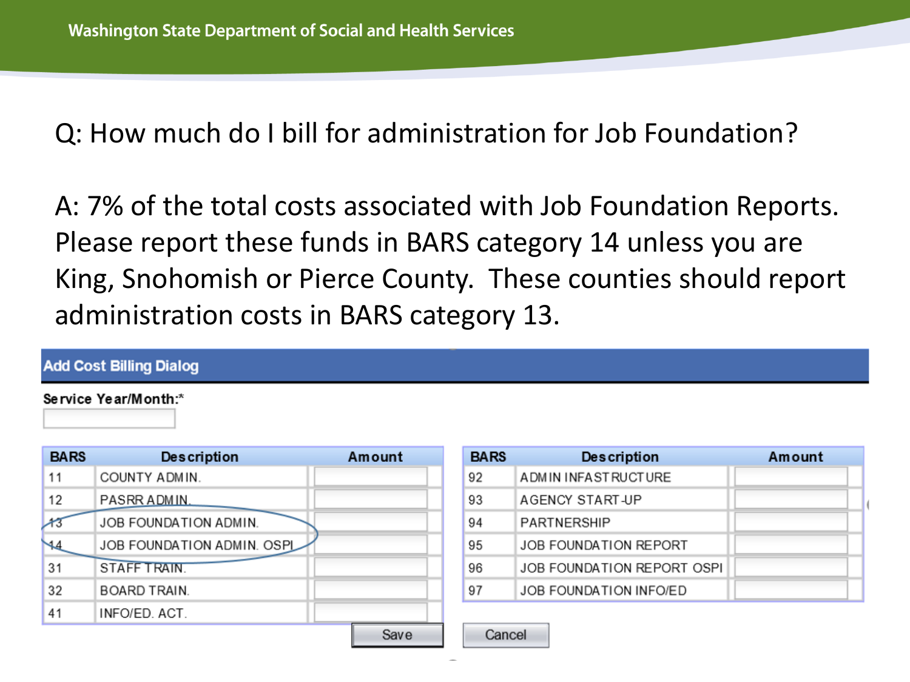Q: How much do I bill for administration for Job Foundation?

A: 7% of the total costs associated with Job Foundation Reports. Please report these funds in BARS category 14 unless you are King, Snohomish or Pierce County. These counties should report administration costs in BARS category 13.

**Add Cost Billing Dialog**

Service Year/Month:*

| BARS | Description | Amount |
|---|---|---|
| 11 | COUNTY ADMIN. | |
| 12 | PASRR ADMIN. | |
| 13 | JOB FOUNDATION ADMIN. | |
| 14 | JOB FOUNDATION ADMIN. OSPI | |
| 31 | STAFF TRAIN. | |
| 32 | BOARD TRAIN. | |
| 41 | INFO/ED. ACT. | |

| BARS | Description | Amount |
|---|---|---|
| 92 | ADMIN INFASTRUCTURE | |
| 93 | AGENCY START-UP | |
| 94 | PARTNERSHIP | |
| 95 | JOB FOUNDATION REPORT | |
| 96 | JOB FOUNDATION REPORT OSPI | |
| 97 | JOB FOUNDATION INFO/ED | |

Save | Cancel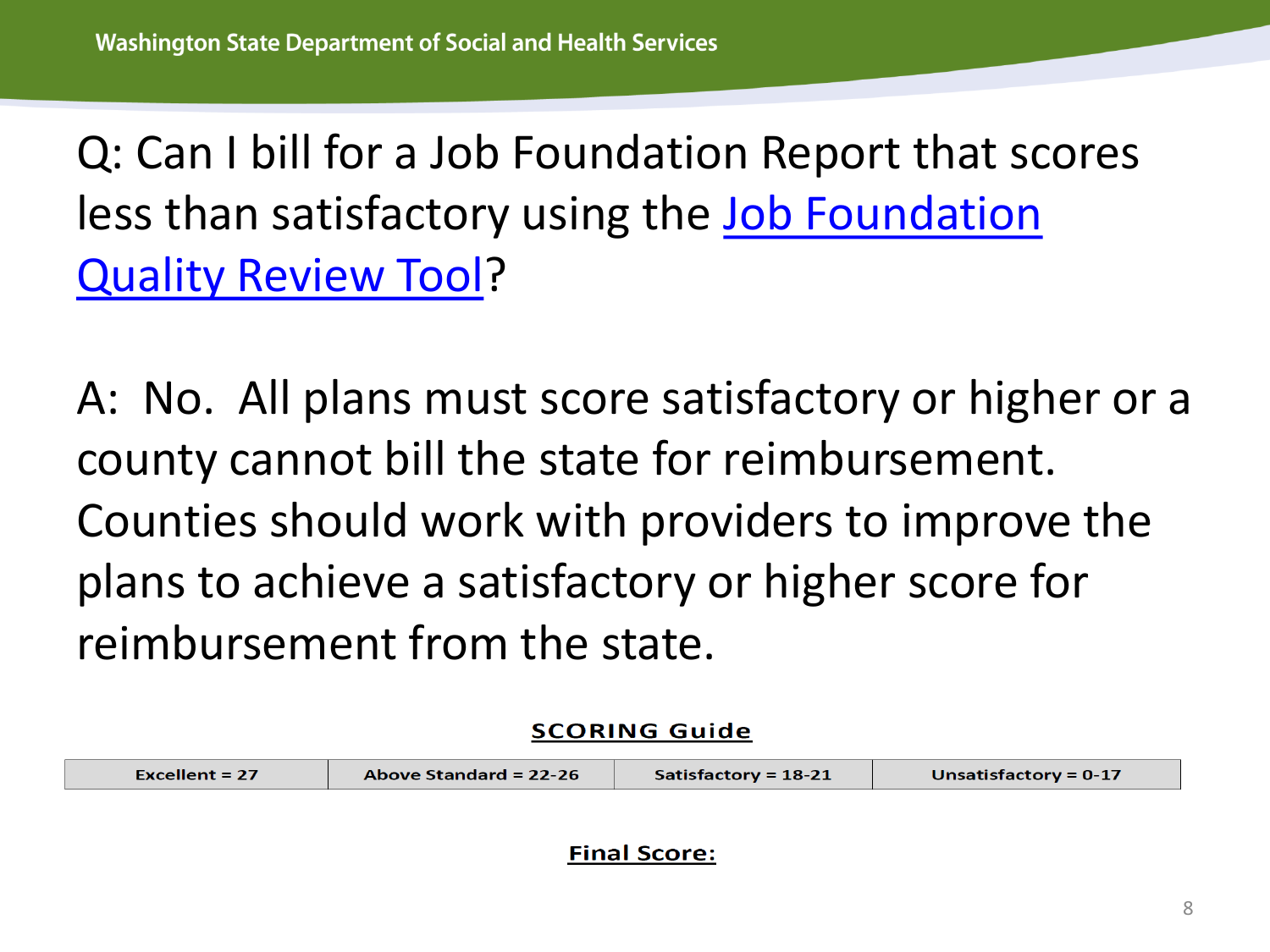Q: Can I bill for a Job Foundation Report that scores less than satisfactory using the Job Foundation Quality Review Tool?

A: No. All plans must score satisfactory or higher or a county cannot bill the state for reimbursement. Counties should work with providers to improve the plans to achieve a satisfactory or higher score for reimbursement from the state.

**SCORING Guide**

| Excellent = 27 | Above Standard = 22-26 | Satisfactory = 18-21 | Unsatisfactory = 0-17 |
|---|---|---|---|

**Final Score:**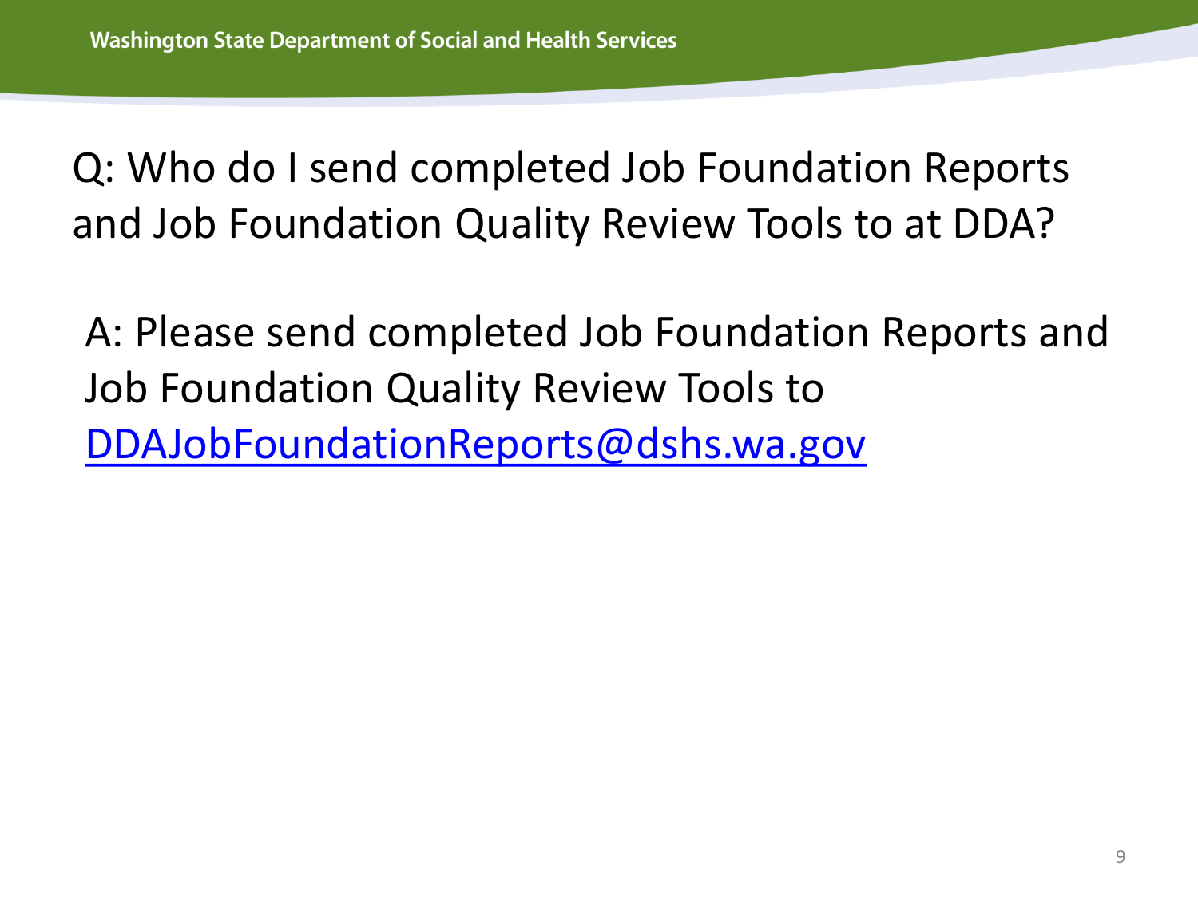Q: Who do I send completed Job Foundation Reports and Job Foundation Quality Review Tools to at DDA?

A: Please send completed Job Foundation Reports and Job Foundation Quality Review Tools to DDAJobFoundationReports@dshs.wa.gov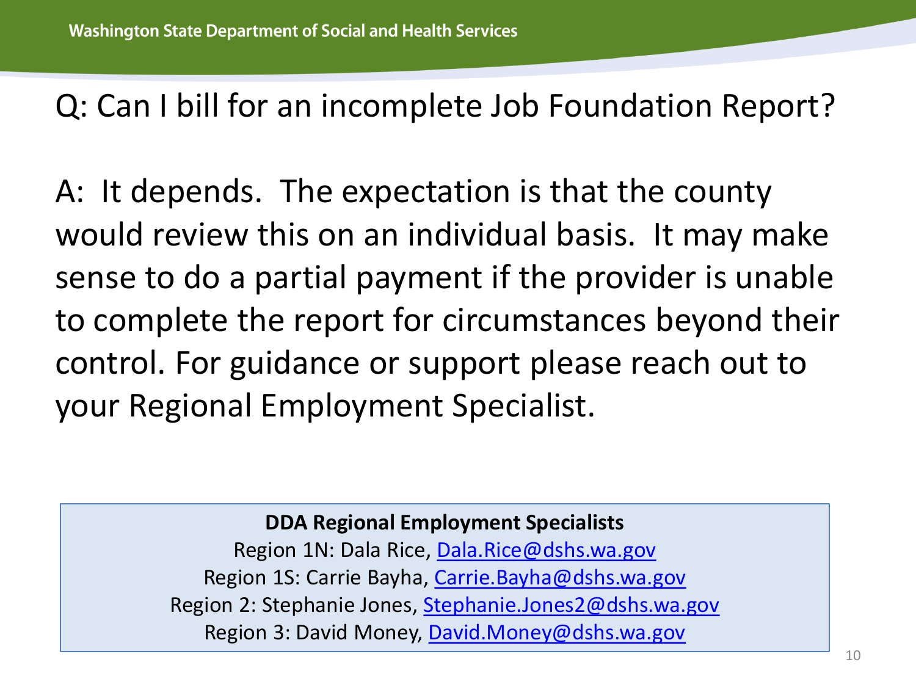Q: Can I bill for an incomplete Job Foundation Report?

A: It depends. The expectation is that the county would review this on an individual basis. It may make sense to do a partial payment if the provider is unable to complete the report for circumstances beyond their control. For guidance or support please reach out to your Regional Employment Specialist.

**DDA Regional Employment Specialists**

Region 1N: Dala Rice, Dala.Rice@dshs.wa.gov
Region 1S: Carrie Bayha, Carrie.Bayha@dshs.wa.gov
Region 2: Stephanie Jones, Stephanie.Jones2@dshs.wa.gov
Region 3: David Money, David.Money@dshs.wa.gov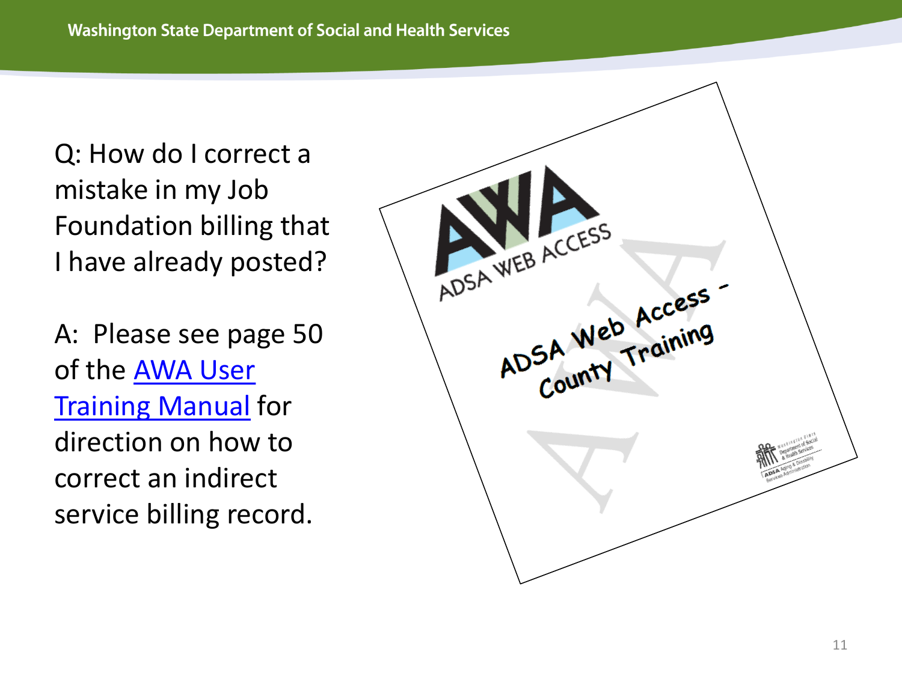Q: How do I correct a mistake in my Job Foundation billing that I have already posted?

A: Please see page 50 of the AWA User Training Manual for direction on how to correct an indirect service billing record.

AWA
ADSA WEB ACCESS

ADSA Web Access - County Training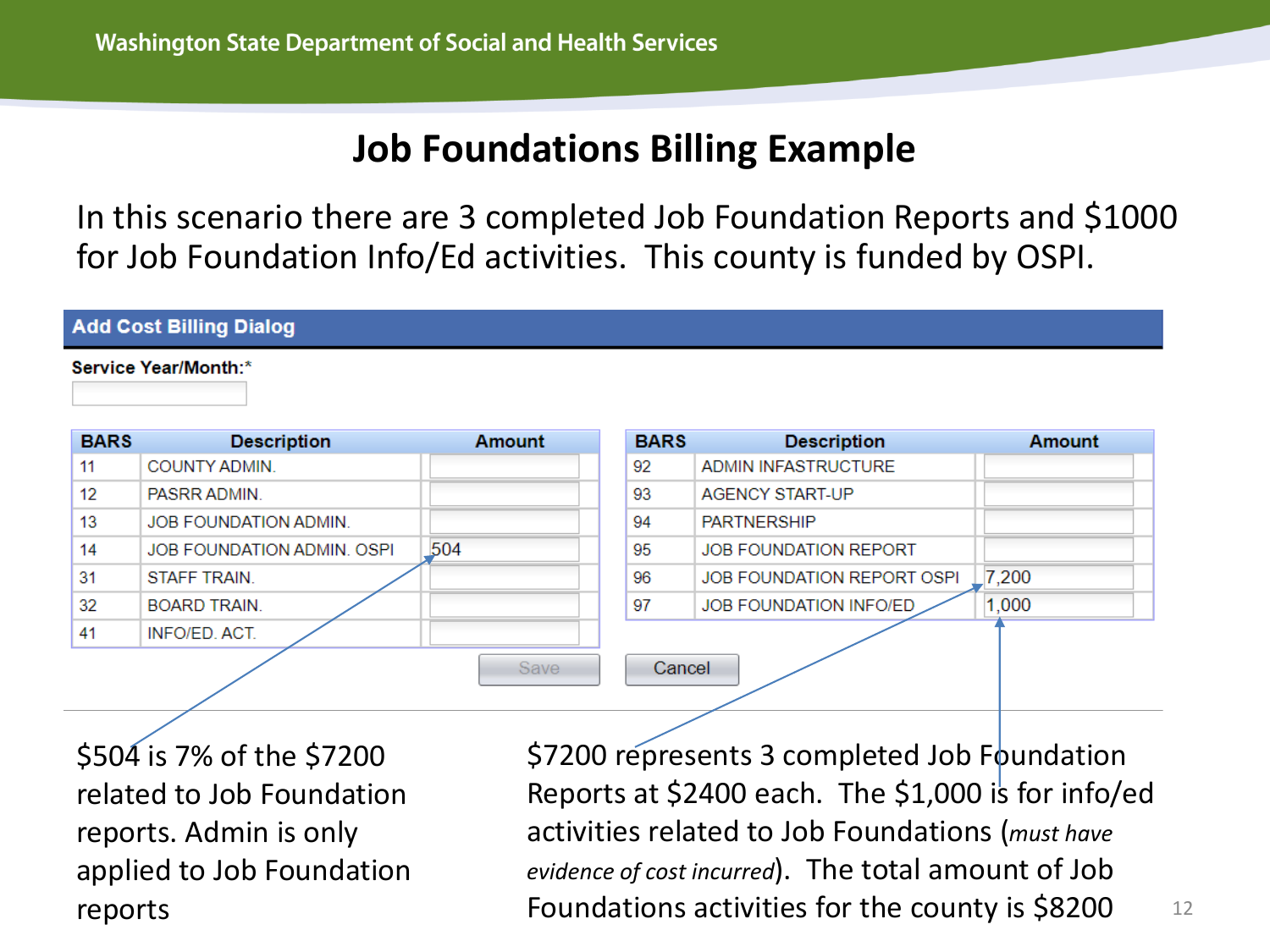# Job Foundations Billing Example

In this scenario there are 3 completed Job Foundation Reports and $1000 for Job Foundation Info/Ed activities. This county is funded by OSPI.

**Add Cost Billing Dialog**

**Service Year/Month:***

| BARS | Description | Amount |
|---|---|---|
| 11 | COUNTY ADMIN. | |
| 12 | PASRR ADMIN. | |
| 13 | JOB FOUNDATION ADMIN. | |
| 14 | JOB FOUNDATION ADMIN. OSPI | 504 |
| 31 | STAFF TRAIN. | |
| 32 | BOARD TRAIN. | |
| 41 | INFO/ED. ACT. | |

| BARS | Description | Amount |
|---|---|---|
| 92 | ADMIN INFASTRUCTURE | |
| 93 | AGENCY START-UP | |
| 94 | PARTNERSHIP | |
| 95 | JOB FOUNDATION REPORT | |
| 96 | JOB FOUNDATION REPORT OSPI | 7,200 |
| 97 | JOB FOUNDATION INFO/ED | 1,000 |

Save | Cancel

$504 is 7% of the $7200 related to Job Foundation reports. Admin is only applied to Job Foundation reports

$7200 represents 3 completed Job Foundation Reports at $2400 each. The $1,000 is for info/ed activities related to Job Foundations (*must have evidence of cost incurred*). The total amount of Job Foundations activities for the county is $8200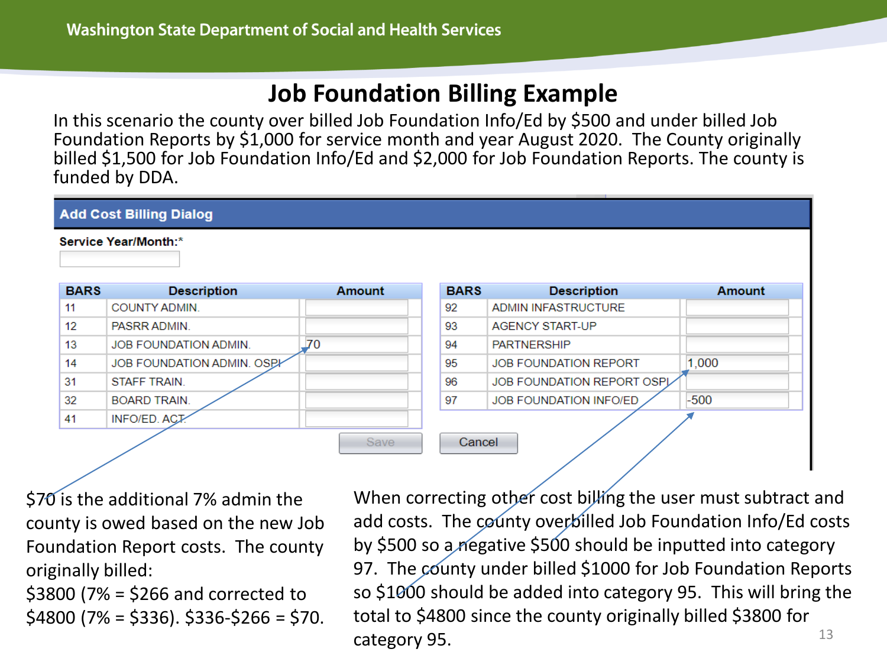# Job Foundation Billing Example

In this scenario the county over billed Job Foundation Info/Ed by $500 and under billed Job Foundation Reports by $1,000 for service month and year August 2020. The County originally billed $1,500 for Job Foundation Info/Ed and $2,000 for Job Foundation Reports. The county is funded by DDA.

**Add Cost Billing Dialog**

Service Year/Month:*

| BARS | Description | Amount |
|---|---|---|
| 11 | COUNTY ADMIN. | |
| 12 | PASRR ADMIN. | |
| 13 | JOB FOUNDATION ADMIN. | 70 |
| 14 | JOB FOUNDATION ADMIN. OSPI | |
| 31 | STAFF TRAIN. | |
| 32 | BOARD TRAIN. | |
| 41 | INFO/ED. ACT. | |

| BARS | Description | Amount |
|---|---|---|
| 92 | ADMIN INFASTRUCTURE | |
| 93 | AGENCY START-UP | |
| 94 | PARTNERSHIP | |
| 95 | JOB FOUNDATION REPORT | 1,000 |
| 96 | JOB FOUNDATION REPORT OSPI | |
| 97 | JOB FOUNDATION INFO/ED | -500 |

Save | Cancel

$70 is the additional 7% admin the county is owed based on the new Job Foundation Report costs. The county originally billed:
$3800 (7% = $266 and corrected to $4800 (7% = $336). $336-$266 = $70.

When correcting other cost billing the user must subtract and add costs. The county overbilled Job Foundation Info/Ed costs by $500 so a negative $500 should be inputted into category 97. The county under billed $1000 for Job Foundation Reports so $1000 should be added into category 95. This will bring the total to $4800 since the county originally billed $3800 for category 95.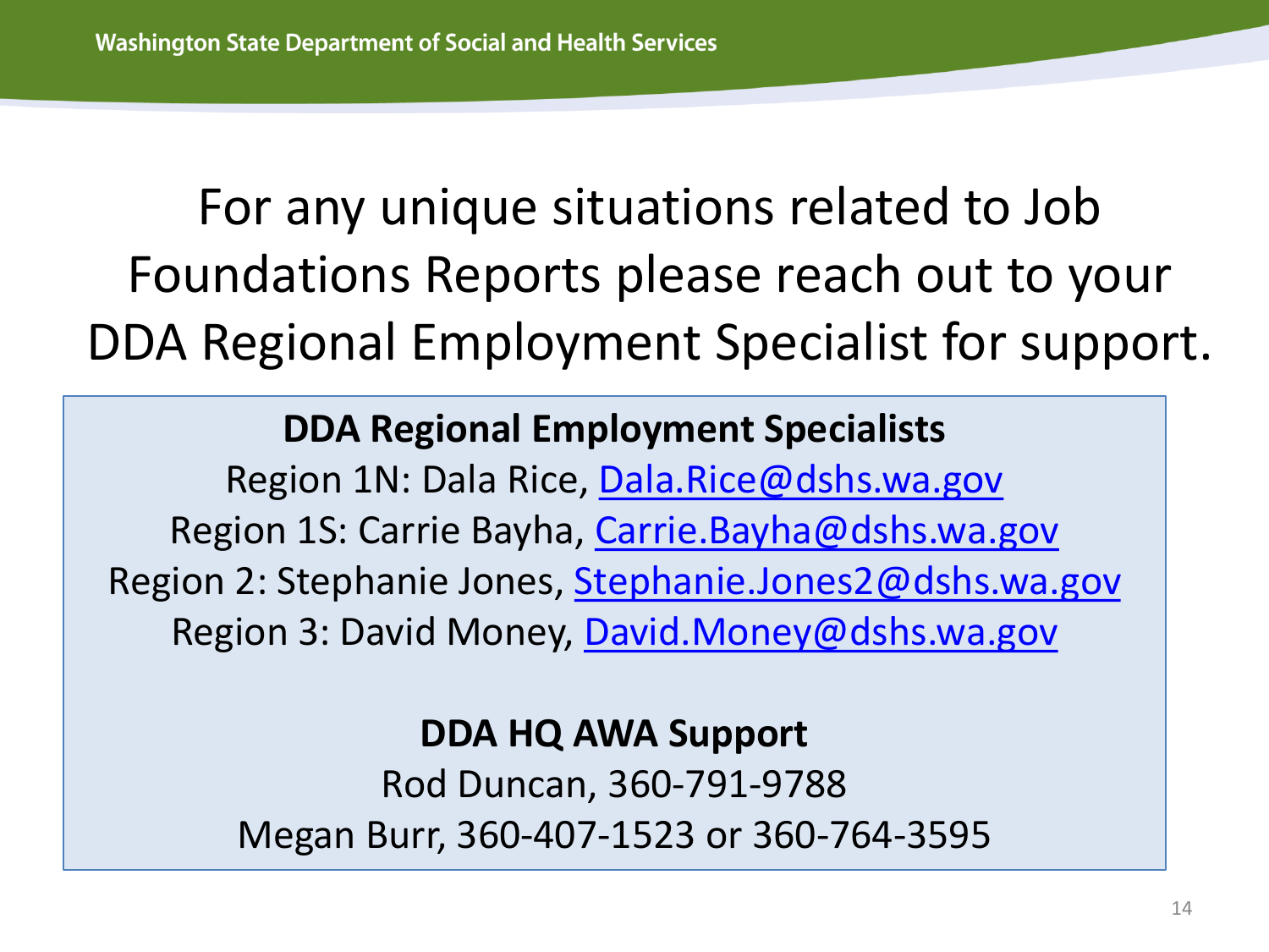For any unique situations related to Job Foundations Reports please reach out to your DDA Regional Employment Specialist for support.

**DDA Regional Employment Specialists**

Region 1N: Dala Rice, Dala.Rice@dshs.wa.gov

Region 1S: Carrie Bayha, Carrie.Bayha@dshs.wa.gov

Region 2: Stephanie Jones, Stephanie.Jones2@dshs.wa.gov

Region 3: David Money, David.Money@dshs.wa.gov

**DDA HQ AWA Support**

Rod Duncan, 360-791-9788

Megan Burr, 360-407-1523 or 360-764-3595